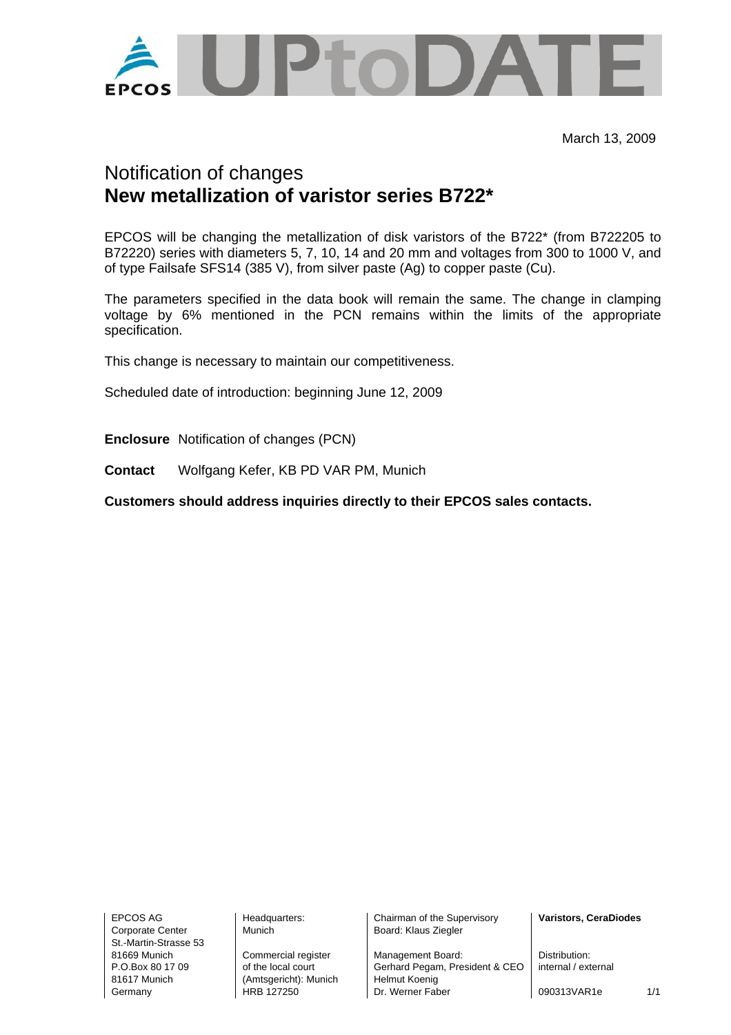EPCOS UPtoDATE

March 13, 2009

# Notification of changes
## **New metallization of varistor series B722***

EPCOS will be changing the metallization of disk varistors of the B722* (from B722205 to B72220) series with diameters 5, 7, 10, 14 and 20 mm and voltages from 300 to 1000 V, and of type Failsafe SFS14 (385 V), from silver paste (Ag) to copper paste (Cu).

The parameters specified in the data book will remain the same. The change in clamping voltage by 6% mentioned in the PCN remains within the limits of the appropriate specification.

This change is necessary to maintain our competitiveness.

Scheduled date of introduction: beginning June 12, 2009

**Enclosure** Notification of changes (PCN)

**Contact** Wolfgang Kefer, KB PD VAR PM, Munich

**Customers should address inquiries directly to their EPCOS sales contacts.**

EPCOS AG
Corporate Center
St.-Martin-Strasse 53
81669 Munich
P.O.Box 80 17 09
81617 Munich
Germany

Headquarters:
Munich

Commercial register
of the local court
(Amtsgericht): Munich
HRB 127250

Chairman of the Supervisory
Board: Klaus Ziegler

Management Board:
Gerhard Pegam, President & CEO
Helmut Koenig
Dr. Werner Faber

**Varistors, CeraDiodes**

Distribution:
internal / external

090313VAR1e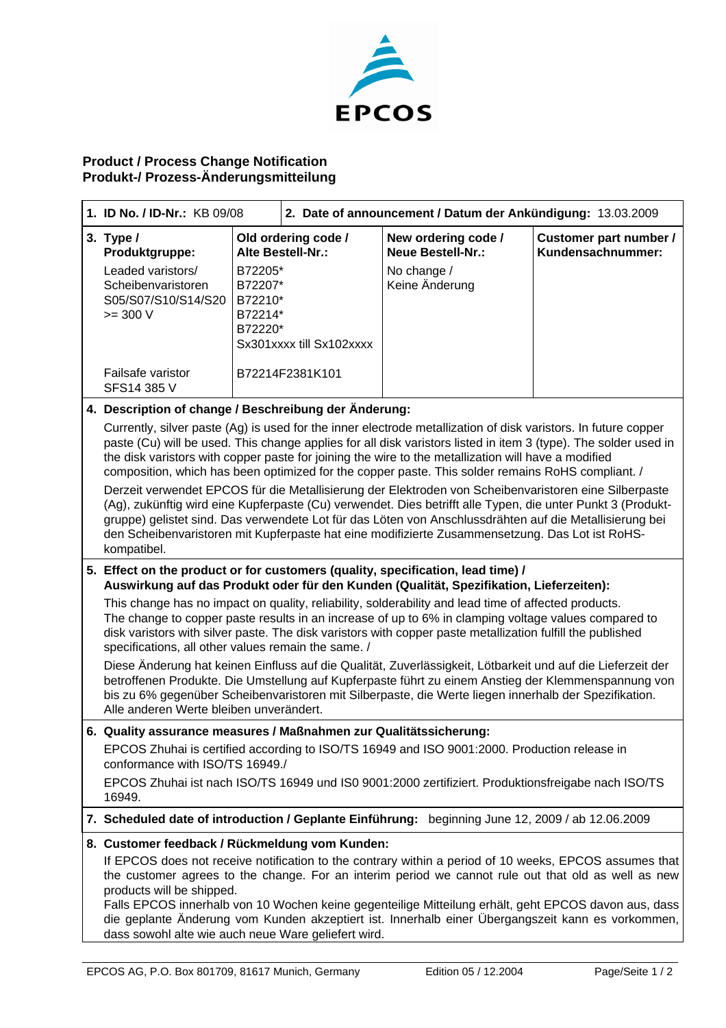**EPCOS**

## Product / Process Change Notification
## Produkt-/ Prozess-Änderungsmitteilung

| **1. ID No. / ID-Nr.:** KB 09/08 | **2. Date of announcement / Datum der Ankündigung:** 13.03.2009 | | |
|---|---|---|---|
| **3. Type / Produktgruppe:** | **Old ordering code / Alte Bestell-Nr.:** | **New ordering code / Neue Bestell-Nr.:** | **Customer part number / Kundensachnummer:** |
| Leaded varistors/ Scheibenvaristoren S05/S07/S10/S14/S20 >= 300 V | B72205* B72207* B72210* B72214* B72220* Sx301xxxx till Sx102xxxx | No change / Keine Änderung | |
| Failsafe varistor SFS14 385 V | B72214F2381K101 | | |

**4. Description of change / Beschreibung der Änderung:**

Currently, silver paste (Ag) is used for the inner electrode metallization of disk varistors. In future copper paste (Cu) will be used. This change applies for all disk varistors listed in item 3 (type). The solder used in the disk varistors with copper paste for joining the wire to the metallization will have a modified composition, which has been optimized for the copper paste. This solder remains RoHS compliant. /

Derzeit verwendet EPCOS für die Metallisierung der Elektroden von Scheibenvaristoren eine Silberpaste (Ag), zukünftig wird eine Kupferpaste (Cu) verwendet. Dies betrifft alle Typen, die unter Punkt 3 (Produktgruppe) gelistet sind. Das verwendete Lot für das Löten von Anschlussdrähten auf die Metallisierung bei den Scheibenvaristoren mit Kupferpaste hat eine modifizierte Zusammensetzung. Das Lot ist RoHS-kompatibel.

**5. Effect on the product or for customers (quality, specification, lead time) / Auswirkung auf das Produkt oder für den Kunden (Qualität, Spezifikation, Lieferzeiten):**

This change has no impact on quality, reliability, solderability and lead time of affected products. The change to copper paste results in an increase of up to 6% in clamping voltage values compared to disk varistors with silver paste. The disk varistors with copper paste metallization fulfill the published specifications, all other values remain the same. /

Diese Änderung hat keinen Einfluss auf die Qualität, Zuverlässigkeit, Lötbarkeit und auf die Lieferzeit der betroffenen Produkte. Die Umstellung auf Kupferpaste führt zu einem Anstieg der Klemmenspannung von bis zu 6% gegenüber Scheibenvaristoren mit Silberpaste, die Werte liegen innerhalb der Spezifikation. Alle anderen Werte bleiben unverändert.

**6. Quality assurance measures / Maßnahmen zur Qualitätssicherung:**

EPCOS Zhuhai is certified according to ISO/TS 16949 and ISO 9001:2000. Production release in conformance with ISO/TS 16949./

EPCOS Zhuhai ist nach ISO/TS 16949 und IS0 9001:2000 zertifiziert. Produktionsfreigabe nach ISO/TS 16949.

**7. Scheduled date of introduction / Geplante Einführung:** beginning June 12, 2009 / ab 12.06.2009

**8. Customer feedback / Rückmeldung vom Kunden:**

If EPCOS does not receive notification to the contrary within a period of 10 weeks, EPCOS assumes that the customer agrees to the change. For an interim period we cannot rule out that old as well as new products will be shipped.
Falls EPCOS innerhalb von 10 Wochen keine gegenteilige Mitteilung erhält, geht EPCOS davon aus, dass die geplante Änderung vom Kunden akzeptiert ist. Innerhalb einer Übergangszeit kann es vorkommen, dass sowohl alte wie auch neue Ware geliefert wird.

EPCOS AG, P.O. Box 801709, 81617 Munich, Germany — Edition 05 / 12.2004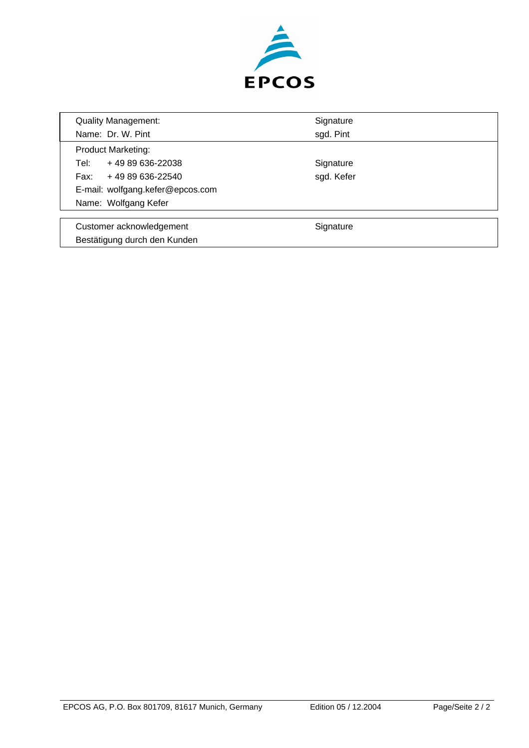EPCOS

| | |
|---|---|
| Quality Management: | Signature |
| Name: Dr. W. Pint | sgd. Pint |
| Product Marketing: | |
| Tel: + 49 89 636-22038 | Signature |
| Fax: + 49 89 636-22540 | sgd. Kefer |
| E-mail: wolfgang.kefer@epcos.com | |
| Name: Wolfgang Kefer | |

| | |
|---|---|
| Customer acknowledgement | Signature |
| Bestätigung durch den Kunden | |

EPCOS AG, P.O. Box 801709, 81617 Munich, Germany — Edition 05 / 12.2004